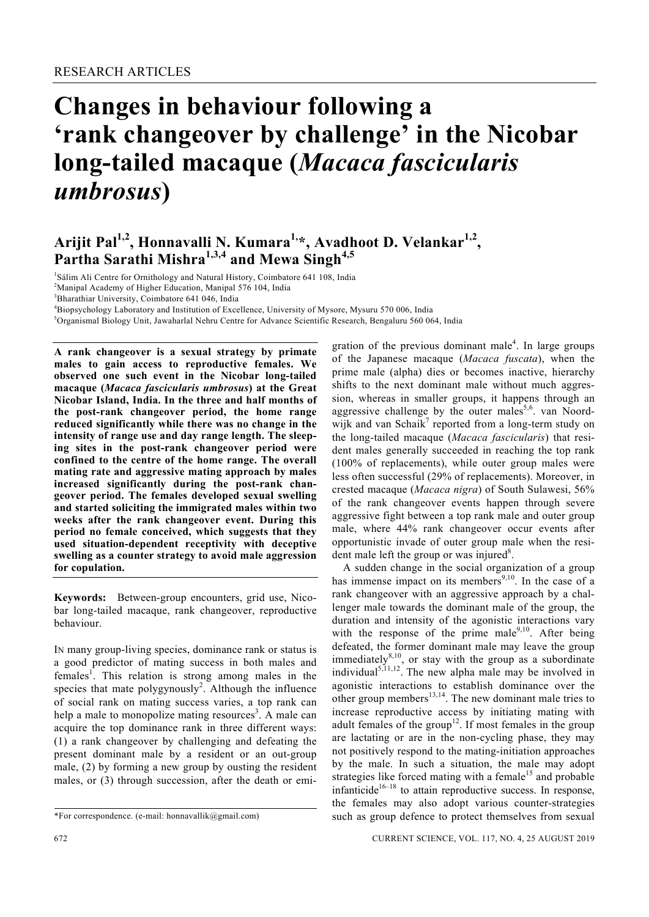RESEARCH ARTICLES

# Changes in behaviour following a 'rank changeover by challenge' in the Nicobar long-tailed macaque (*Macaca fascicularis umbrosus*)

**Arijit Pal[1,2], Honnavalli N. Kumara[1,*], Avadhoot D. Velankar[1,2], Partha Sarathi Mishra[1,3,4] and Mewa Singh[4,5]**

[1]Sálim Ali Centre for Ornithology and Natural History, Coimbatore 641 108, India
[2]Manipal Academy of Higher Education, Manipal 576 104, India
[3]Bharathiar University, Coimbatore 641 046, India
[4]Biopsychology Laboratory and Institution of Excellence, University of Mysore, Mysuru 570 006, India
[5]Organismal Biology Unit, Jawaharlal Nehru Centre for Advance Scientific Research, Bengaluru 560 064, India

**A rank changeover is a sexual strategy by primate males to gain access to reproductive females. We observed one such event in the Nicobar long-tailed macaque (*Macaca fascicularis umbrosus*) at the Great Nicobar Island, India. In the three and half months of the post-rank changeover period, the home range reduced significantly while there was no change in the intensity of range use and day range length. The sleeping sites in the post-rank changeover period were confined to the centre of the home range. The overall mating rate and aggressive mating approach by males increased significantly during the post-rank changeover period. The females developed sexual swelling and started soliciting the immigrated males within two weeks after the rank changeover event. During this period no female conceived, which suggests that they used situation-dependent receptivity with deceptive swelling as a counter strategy to avoid male aggression for copulation.**

**Keywords:** Between-group encounters, grid use, Nicobar long-tailed macaque, rank changeover, reproductive behaviour.

IN many group-living species, dominance rank or status is a good predictor of mating success in both males and females[1]. This relation is strong among males in the species that mate polygynously[2]. Although the influence of social rank on mating success varies, a top rank can help a male to monopolize mating resources[3]. A male can acquire the top dominance rank in three different ways: (1) a rank changeover by challenging and defeating the present dominant male by a resident or an out-group male, (2) by forming a new group by ousting the resident males, or (3) through succession, after the death or emigration of the previous dominant male[4]. In large groups of the Japanese macaque (*Macaca fuscata*), when the prime male (alpha) dies or becomes inactive, hierarchy shifts to the next dominant male without much aggression, whereas in smaller groups, it happens through an aggressive challenge by the outer males[5,6]. van Noordwijk and van Schaik[7] reported from a long-term study on the long-tailed macaque (*Macaca fascicularis*) that resident males generally succeeded in reaching the top rank (100% of replacements), while outer group males were less often successful (29% of replacements). Moreover, in crested macaque (*Macaca nigra*) of South Sulawesi, 56% of the rank changeover events happen through severe aggressive fight between a top rank male and outer group male, where 44% rank changeover occur events after opportunistic invade of outer group male when the resident male left the group or was injured[8].

A sudden change in the social organization of a group has immense impact on its members[9,10]. In the case of a rank changeover with an aggressive approach by a challenger male towards the dominant male of the group, the duration and intensity of the agonistic interactions vary with the response of the prime male[9,10]. After being defeated, the former dominant male may leave the group immediately[8,10], or stay with the group as a subordinate individual[5,11,12]. The new alpha male may be involved in agonistic interactions to establish dominance over the other group members[13,14]. The new dominant male tries to increase reproductive access by initiating mating with adult females of the group[12]. If most females in the group are lactating or are in the non-cycling phase, they may not positively respond to the mating-initiation approaches by the male. In such a situation, the male may adopt strategies like forced mating with a female[15] and probable infanticide[16–18] to attain reproductive success. In response, the females may also adopt various counter-strategies such as group defence to protect themselves from sexual

*For correspondence. (e-mail: honnavallik@gmail.com)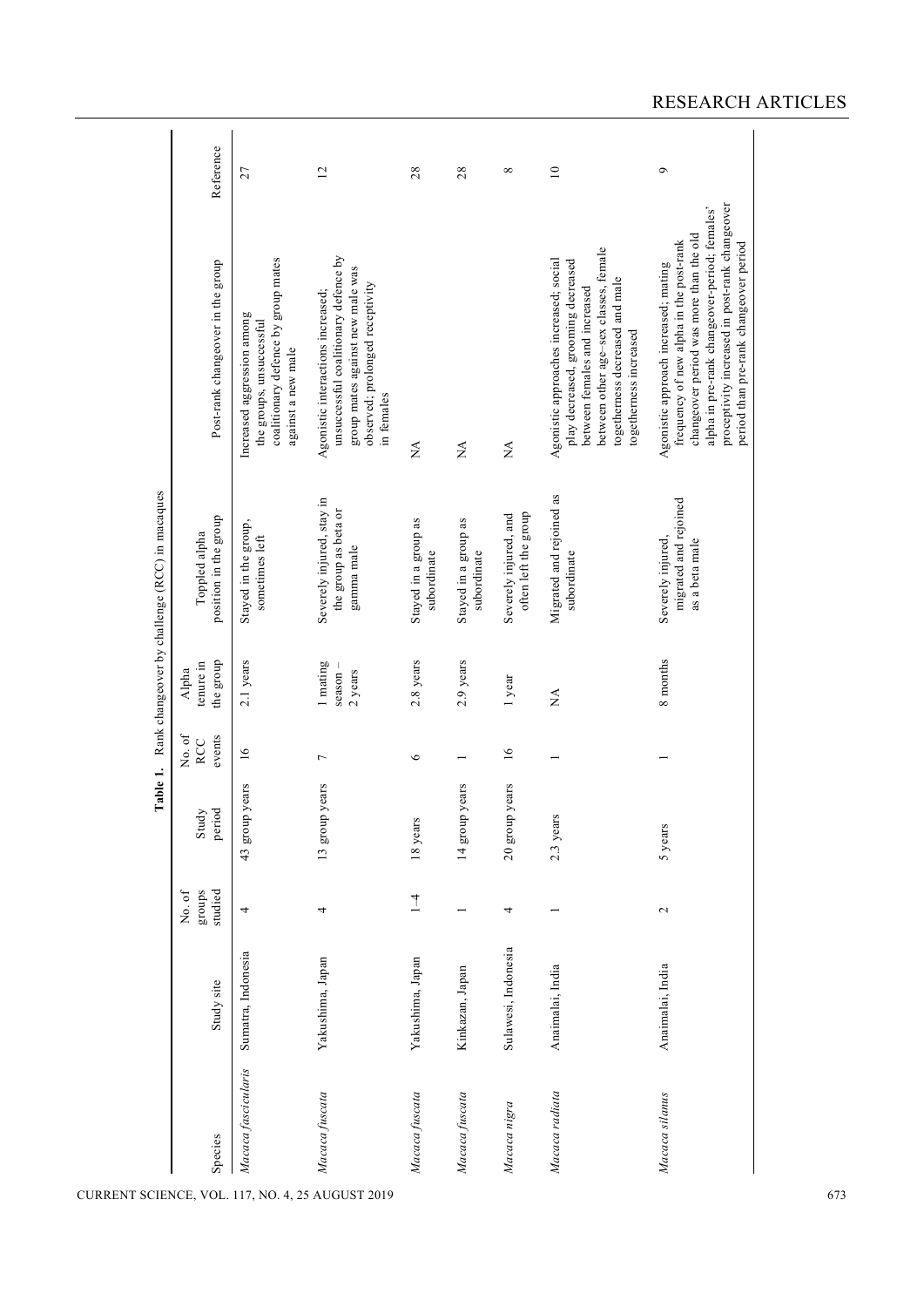**Table 1.** Rank changeover by challenge (RCC) in macaques

| Species | Study site | No. of groups studied | Study period | No. of RCC events | Alpha tenure in the group | Toppled alpha position in the group | Post-rank changeover in the group | Reference |
|---|---|---|---|---|---|---|---|---|
| *Macaca fascicularis* | Sumatra, Indonesia | 4 | 43 group years | 16 | 2.1 years | Stayed in the group, sometimes left | Increased aggression among the groups, unsuccessful coalitionary defence by group mates against a new male | 27 |
| *Macaca fuscata* | Yakushima, Japan | 4 | 13 group years | 7 | 1 mating season – 2 years | Severely injured, stay in the group as beta or gamma male | Agonistic interactions increased; unsuccessful coalitionary defence by group mates against new male was observed; prolonged receptivity in females | 12 |
| *Macaca fuscata* | Yakushima, Japan | 1–4 | 18 years | 6 | 2.8 years | Stayed in a group as subordinate | NA | 28 |
| *Macaca fuscata* | Kinkazan, Japan | 1 | 14 group years | 1 | 2.9 years | Stayed in a group as subordinate | NA | 28 |
| *Macaca nigra* | Sulawesi, Indonesia | 4 | 20 group years | 16 | 1 year | Severely injured, and often left the group | NA | 8 |
| *Macaca radiata* | Anaimalai, India | 1 | 2.3 years | 1 | NA | Migrated and rejoined as subordinate | Agonistic approaches increased; social play decreased, grooming decreased between females and increased between other age–sex classes, female togetherness decreased and male togetherness increased | 10 |
| *Macaca silanus* | Anaimalai, India | 2 | 5 years | 1 | 8 months | Severely injured, migrated and rejoined as a beta male | Agonistic approach increased; mating frequency of new alpha in the post-rank changeover period was more than the old alpha in pre-rank changeover-period; females' proceptivity increased in post-rank changeover period than pre-rank changeover period | 9 |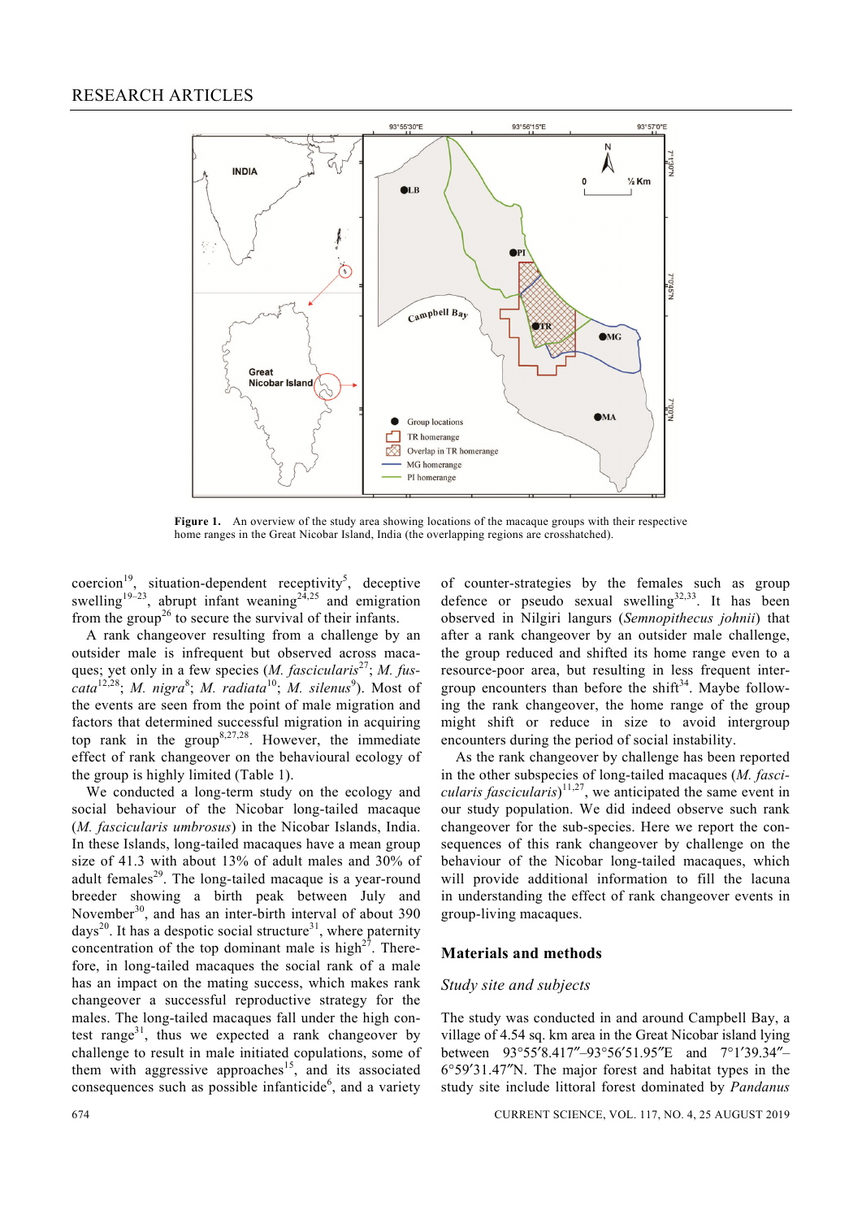**Figure 1.** An overview of the study area showing locations of the macaque groups with their respective home ranges in the Great Nicobar Island, India (the overlapping regions are crosshatched).

coercion[19], situation-dependent receptivity[5], deceptive swelling[19–23], abrupt infant weaning[24,25] and emigration from the group[26] to secure the survival of their infants.

A rank changeover resulting from a challenge by an outsider male is infrequent but observed across macaques; yet only in a few species (*M. fascicularis*[27]; *M. fuscata*[12,28]; *M. nigra*[8]; *M. radiata*[10]; *M. silenus*[9]). Most of the events are seen from the point of male migration and factors that determined successful migration in acquiring top rank in the group[8,27,28]. However, the immediate effect of rank changeover on the behavioural ecology of the group is highly limited (Table 1).

We conducted a long-term study on the ecology and social behaviour of the Nicobar long-tailed macaque (*M. fascicularis umbrosus*) in the Nicobar Islands, India. In these Islands, long-tailed macaques have a mean group size of 41.3 with about 13% of adult males and 30% of adult females[29]. The long-tailed macaque is a year-round breeder showing a birth peak between July and November[30], and has an inter-birth interval of about 390 days[20]. It has a despotic social structure[31], where paternity concentration of the top dominant male is high[27]. Therefore, in long-tailed macaques the social rank of a male has an impact on the mating success, which makes rank changeover a successful reproductive strategy for the males. The long-tailed macaques fall under the high contest range[31], thus we expected a rank changeover by challenge to result in male initiated copulations, some of them with aggressive approaches[15], and its associated consequences such as possible infanticide[6], and a variety of counter-strategies by the females such as group defence or pseudo sexual swelling[32,33]. It has been observed in Nilgiri langurs (*Semnopithecus johnii*) that after a rank changeover by an outsider male challenge, the group reduced and shifted its home range even to a resource-poor area, but resulting in less frequent intergroup encounters than before the shift[34]. Maybe following the rank changeover, the home range of the group might shift or reduce in size to avoid intergroup encounters during the period of social instability.

As the rank changeover by challenge has been reported in the other subspecies of long-tailed macaques (*M. fascicularis fascicularis*)[11,27], we anticipated the same event in our study population. We did indeed observe such rank changeover for the sub-species. Here we report the consequences of this rank changeover by challenge on the behaviour of the Nicobar long-tailed macaques, which will provide additional information to fill the lacuna in understanding the effect of rank changeover events in group-living macaques.

## Materials and methods

### *Study site and subjects*

The study was conducted in and around Campbell Bay, a village of 4.54 sq. km area in the Great Nicobar island lying between 93°55′8.417″–93°56′51.95″E and 7°1′39.34″–6°59′31.47″N. The major forest and habitat types in the study site include littoral forest dominated by *Pandanus*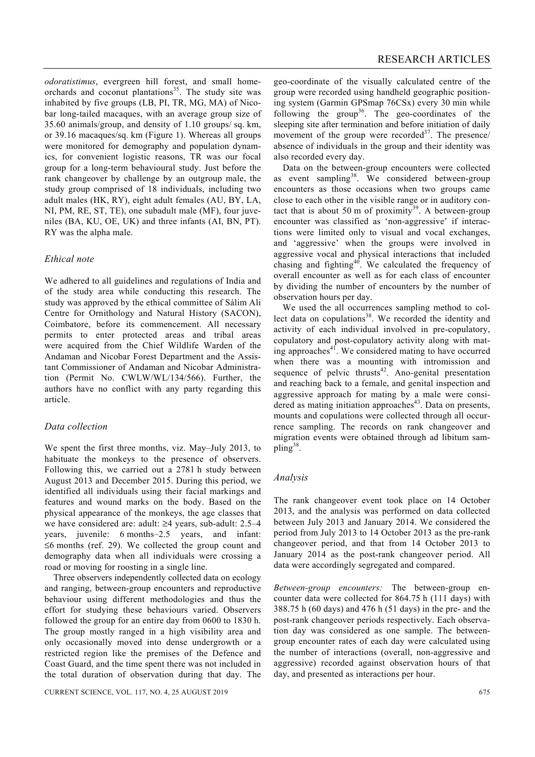*odoratistimus*, evergreen hill forest, and small home-orchards and coconut plantations[35]. The study site was inhabited by five groups (LB, PI, TR, MG, MA) of Nicobar long-tailed macaques, with an average group size of 35.60 animals/group, and density of 1.10 groups/ sq. km, or 39.16 macaques/sq. km (Figure 1). Whereas all groups were monitored for demography and population dynamics, for convenient logistic reasons, TR was our focal group for a long-term behavioural study. Just before the rank changeover by challenge by an outgroup male, the study group comprised of 18 individuals, including two adult males (HK, RY), eight adult females (AU, BY, LA, NI, PM, RE, ST, TE), one subadult male (MF), four juveniles (BA, KU, OE, UK) and three infants (AI, BN, PT). RY was the alpha male.

### *Ethical note*

We adhered to all guidelines and regulations of India and of the study area while conducting this research. The study was approved by the ethical committee of Sálim Ali Centre for Ornithology and Natural History (SACON), Coimbatore, before its commencement. All necessary permits to enter protected areas and tribal areas were acquired from the Chief Wildlife Warden of the Andaman and Nicobar Forest Department and the Assistant Commissioner of Andaman and Nicobar Administration (Permit No. CWLW/WL/134/566). Further, the authors have no conflict with any party regarding this article.

### *Data collection*

We spent the first three months, viz. May–July 2013, to habituate the monkeys to the presence of observers. Following this, we carried out a 2781 h study between August 2013 and December 2015. During this period, we identified all individuals using their facial markings and features and wound marks on the body. Based on the physical appearance of the monkeys, the age classes that we have considered are: adult: ≥4 years, sub-adult: 2.5–4 years, juvenile: 6 months–2.5 years, and infant: ≤6 months (ref. 29). We collected the group count and demography data when all individuals were crossing a road or moving for roosting in a single line.

Three observers independently collected data on ecology and ranging, between-group encounters and reproductive behaviour using different methodologies and thus the effort for studying these behaviours varied. Observers followed the group for an entire day from 0600 to 1830 h. The group mostly ranged in a high visibility area and only occasionally moved into dense undergrowth or a restricted region like the premises of the Defence and Coast Guard, and the time spent there was not included in the total duration of observation during that day. The geo-coordinate of the visually calculated centre of the group were recorded using handheld geographic positioning system (Garmin GPSmap 76CSx) every 30 min while following the group[36]. The geo-coordinates of the sleeping site after termination and before initiation of daily movement of the group were recorded[37]. The presence/absence of individuals in the group and their identity was also recorded every day.

Data on the between-group encounters were collected as event sampling[38]. We considered between-group encounters as those occasions when two groups came close to each other in the visible range or in auditory contact that is about 50 m of proximity[39]. A between-group encounter was classified as 'non-aggressive' if interactions were limited only to visual and vocal exchanges, and 'aggressive' when the groups were involved in aggressive vocal and physical interactions that included chasing and fighting[40]. We calculated the frequency of overall encounter as well as for each class of encounter by dividing the number of encounters by the number of observation hours per day.

We used the all occurrences sampling method to collect data on copulations[38]. We recorded the identity and activity of each individual involved in pre-copulatory, copulatory and post-copulatory activity along with mating approaches[41]. We considered mating to have occurred when there was a mounting with intromission and sequence of pelvic thrusts[42]. Ano-genital presentation and reaching back to a female, and genital inspection and aggressive approach for mating by a male were considered as mating initiation approaches[43]. Data on presents, mounts and copulations were collected through all occurrence sampling. The records on rank changeover and migration events were obtained through ad libitum sampling[38].

### *Analysis*

The rank changeover event took place on 14 October 2013, and the analysis was performed on data collected between July 2013 and January 2014. We considered the period from July 2013 to 14 October 2013 as the pre-rank changeover period, and that from 14 October 2013 to January 2014 as the post-rank changeover period. All data were accordingly segregated and compared.

*Between-group encounters:* The between-group encounter data were collected for 864.75 h (111 days) with 388.75 h (60 days) and 476 h (51 days) in the pre- and the post-rank changeover periods respectively. Each observation day was considered as one sample. The between-group encounter rates of each day were calculated using the number of interactions (overall, non-aggressive and aggressive) recorded against observation hours of that day, and presented as interactions per hour.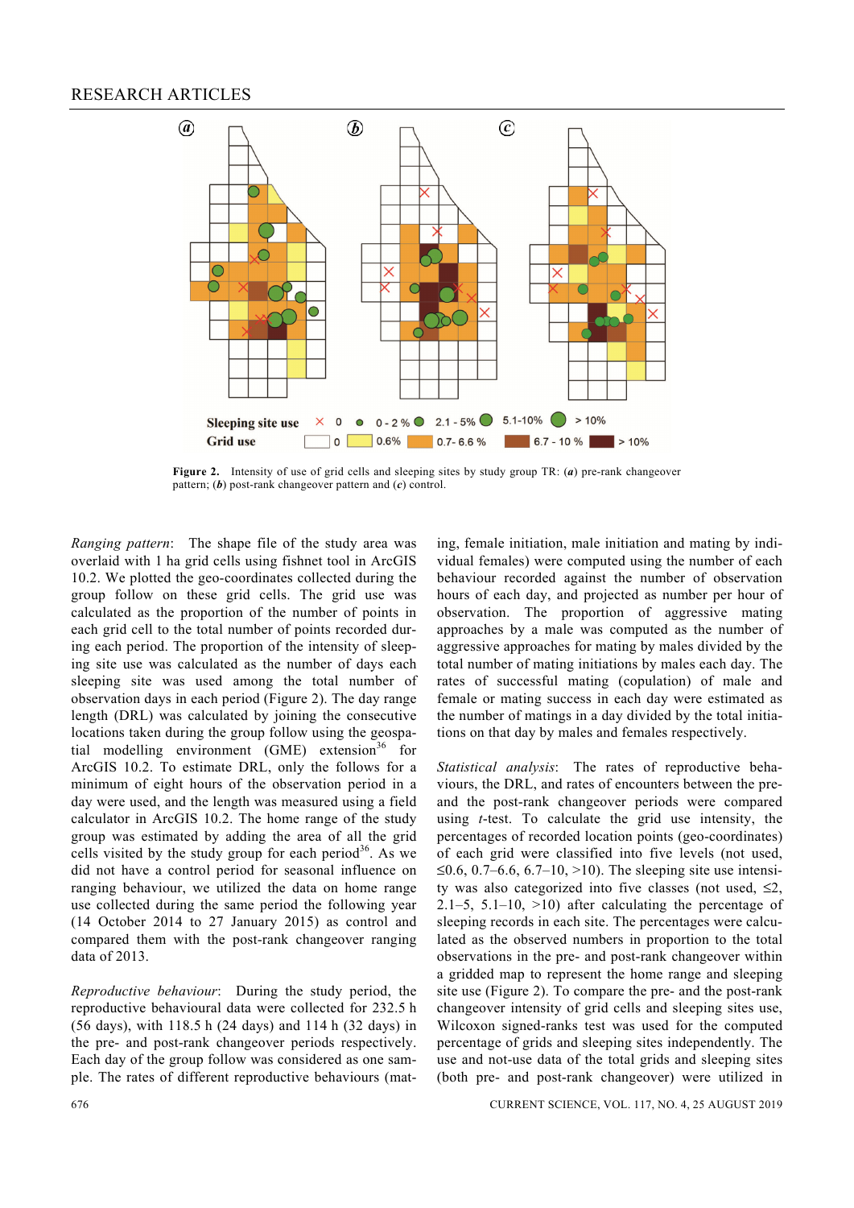Figure 2. Intensity of use of grid cells and sleeping sites by study group TR: (*a*) pre-rank changeover pattern; (*b*) post-rank changeover pattern and (*c*) control.

*Ranging pattern*: The shape file of the study area was overlaid with 1 ha grid cells using fishnet tool in ArcGIS 10.2. We plotted the geo-coordinates collected during the group follow on these grid cells. The grid use was calculated as the proportion of the number of points in each grid cell to the total number of points recorded during each period. The proportion of the intensity of sleeping site use was calculated as the number of days each sleeping site was used among the total number of observation days in each period (Figure 2). The day range length (DRL) was calculated by joining the consecutive locations taken during the group follow using the geospatial modelling environment (GME) extension[36] for ArcGIS 10.2. To estimate DRL, only the follows for a minimum of eight hours of the observation period in a day were used, and the length was measured using a field calculator in ArcGIS 10.2. The home range of the study group was estimated by adding the area of all the grid cells visited by the study group for each period[36]. As we did not have a control period for seasonal influence on ranging behaviour, we utilized the data on home range use collected during the same period the following year (14 October 2014 to 27 January 2015) as control and compared them with the post-rank changeover ranging data of 2013.

*Reproductive behaviour*: During the study period, the reproductive behavioural data were collected for 232.5 h (56 days), with 118.5 h (24 days) and 114 h (32 days) in the pre- and post-rank changeover periods respectively. Each day of the group follow was considered as one sample. The rates of different reproductive behaviours (mating, female initiation, male initiation and mating by individual females) were computed using the number of each behaviour recorded against the number of observation hours of each day, and projected as number per hour of observation. The proportion of aggressive mating approaches by a male was computed as the number of aggressive approaches for mating by males divided by the total number of mating initiations by males each day. The rates of successful mating (copulation) of male and female or mating success in each day were estimated as the number of matings in a day divided by the total initiations on that day by males and females respectively.

*Statistical analysis*: The rates of reproductive behaviours, the DRL, and rates of encounters between the pre- and the post-rank changeover periods were compared using *t*-test. To calculate the grid use intensity, the percentages of recorded location points (geo-coordinates) of each grid were classified into five levels (not used, ≤0.6, 0.7–6.6, 6.7–10, >10). The sleeping site use intensity was also categorized into five classes (not used, ≤2, 2.1–5, 5.1–10, >10) after calculating the percentage of sleeping records in each site. The percentages were calculated as the observed numbers in proportion to the total observations in the pre- and post-rank changeover within a gridded map to represent the home range and sleeping site use (Figure 2). To compare the pre- and the post-rank changeover intensity of grid cells and sleeping sites use, Wilcoxon signed-ranks test was used for the computed percentage of grids and sleeping sites independently. The use and not-use data of the total grids and sleeping sites (both pre- and post-rank changeover) were utilized in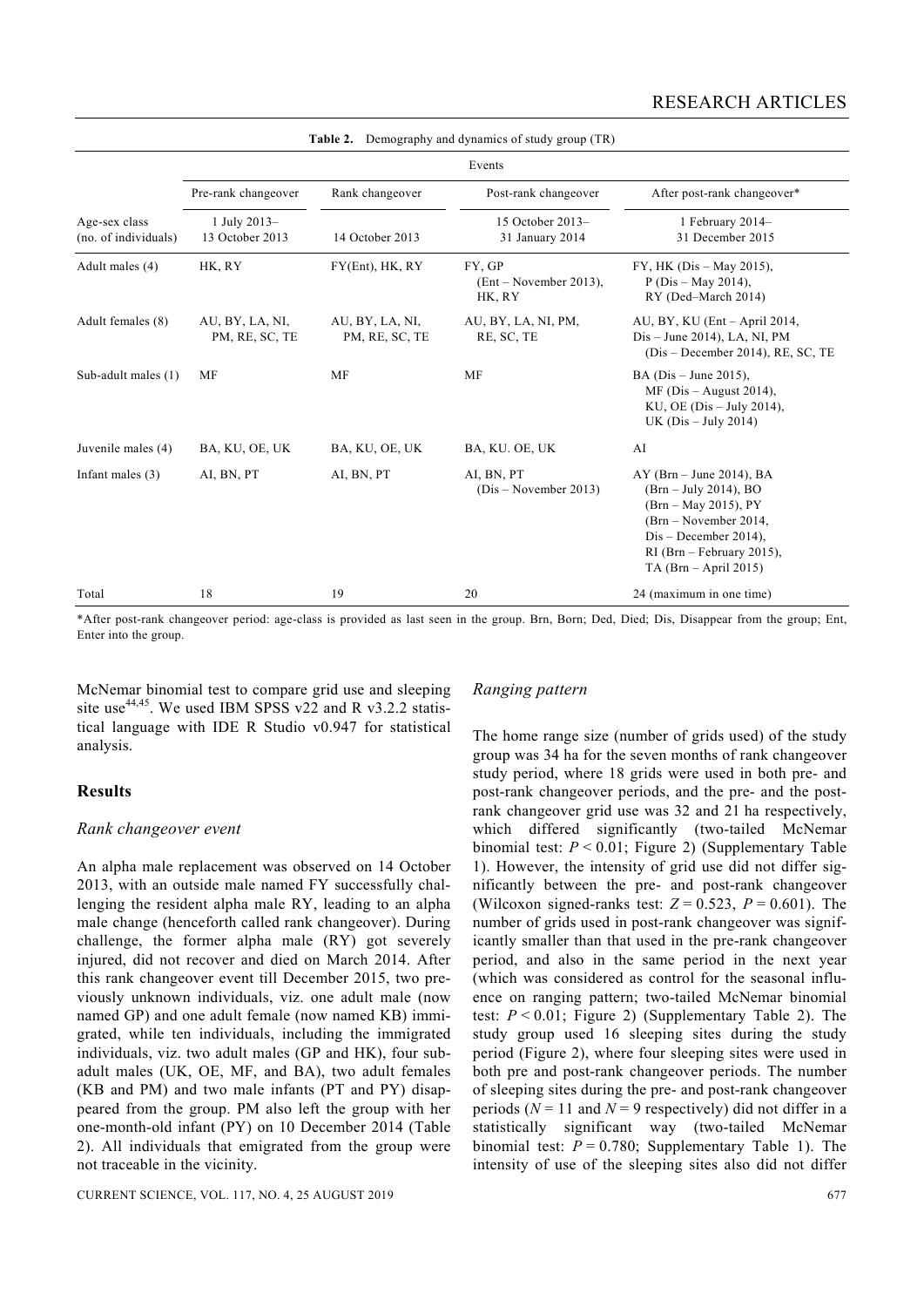**Table 2.** Demography and dynamics of study group (TR)

| Age-sex class (no. of individuals) | Events | | | |
|---|---|---|---|---|
| | Pre-rank changeover | Rank changeover | Post-rank changeover | After post-rank changeover* |
| | 1 July 2013– 13 October 2013 | 14 October 2013 | 15 October 2013– 31 January 2014 | 1 February 2014– 31 December 2015 |
| Adult males (4) | HK, RY | FY(Ent), HK, RY | FY, GP (Ent – November 2013), HK, RY | FY, HK (Dis – May 2015), P (Dis – May 2014), RY (Ded–March 2014) |
| Adult females (8) | AU, BY, LA, NI, PM, RE, SC, TE | AU, BY, LA, NI, PM, RE, SC, TE | AU, BY, LA, NI, PM, RE, SC, TE | AU, BY, KU (Ent – April 2014, Dis – June 2014), LA, NI, PM (Dis – December 2014), RE, SC, TE |
| Sub-adult males (1) | MF | MF | MF | BA (Dis – June 2015), MF (Dis – August 2014), KU, OE (Dis – July 2014), UK (Dis – July 2014) |
| Juvenile males (4) | BA, KU, OE, UK | BA, KU, OE, UK | BA, KU. OE, UK | AI |
| Infant males (3) | AI, BN, PT | AI, BN, PT | AI, BN, PT (Dis – November 2013) | AY (Brn – June 2014), BA (Brn – July 2014), BO (Brn – May 2015), PY (Brn – November 2014, Dis – December 2014), RI (Brn – February 2015), TA (Brn – April 2015) |
| Total | 18 | 19 | 20 | 24 (maximum in one time) |

*After post-rank changeover period: age-class is provided as last seen in the group. Brn, Born; Ded, Died; Dis, Disappear from the group; Ent, Enter into the group.

McNemar binomial test to compare grid use and sleeping site use[44,45]. We used IBM SPSS v22 and R v3.2.2 statistical language with IDE R Studio v0.947 for statistical analysis.

## Results

### *Rank changeover event*

An alpha male replacement was observed on 14 October 2013, with an outside male named FY successfully challenging the resident alpha male RY, leading to an alpha male change (henceforth called rank changeover). During challenge, the former alpha male (RY) got severely injured, did not recover and died on March 2014. After this rank changeover event till December 2015, two previously unknown individuals, viz. one adult male (now named GP) and one adult female (now named KB) immigrated, while ten individuals, including the immigrated individuals, viz. two adult males (GP and HK), four subadult males (UK, OE, MF, and BA), two adult females (KB and PM) and two male infants (PT and PY) disappeared from the group. PM also left the group with her one-month-old infant (PY) on 10 December 2014 (Table 2). All individuals that emigrated from the group were not traceable in the vicinity.

### *Ranging pattern*

The home range size (number of grids used) of the study group was 34 ha for the seven months of rank changeover study period, where 18 grids were used in both pre- and post-rank changeover periods, and the pre- and the post-rank changeover grid use was 32 and 21 ha respectively, which differed significantly (two-tailed McNemar binomial test: $P < 0.01$; Figure 2) (Supplementary Table 1). However, the intensity of grid use did not differ significantly between the pre- and post-rank changeover (Wilcoxon signed-ranks test: $Z = 0.523$, $P = 0.601$). The number of grids used in post-rank changeover was significantly smaller than that used in the pre-rank changeover period, and also in the same period in the next year (which was considered as control for the seasonal influence on ranging pattern; two-tailed McNemar binomial test: $P < 0.01$; Figure 2) (Supplementary Table 2). The study group used 16 sleeping sites during the study period (Figure 2), where four sleeping sites were used in both pre and post-rank changeover periods. The number of sleeping sites during the pre- and post-rank changeover periods ($N = 11$ and $N = 9$ respectively) did not differ in a statistically significant way (two-tailed McNemar binomial test: $P = 0.780$; Supplementary Table 1). The intensity of use of the sleeping sites also did not differ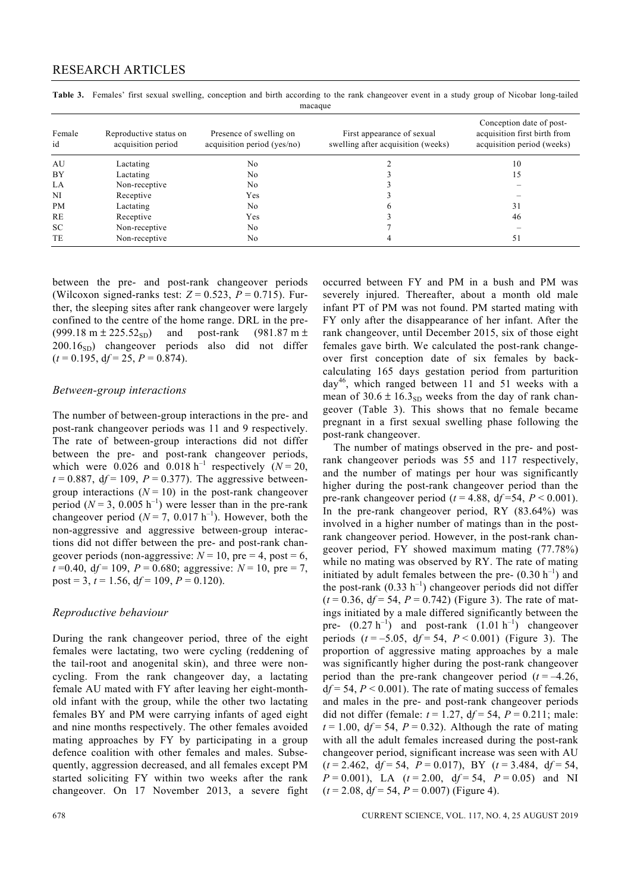**Table 3.** Females' first sexual swelling, conception and birth according to the rank changeover event in a study group of Nicobar long-tailed macaque

| Female id | Reproductive status on acquisition period | Presence of swelling on acquisition period (yes/no) | First appearance of sexual swelling after acquisition (weeks) | Conception date of post-acquisition first birth from acquisition period (weeks) |
|---|---|---|---|---|
| AU | Lactating | No | 2 | 10 |
| BY | Lactating | No | 3 | 15 |
| LA | Non-receptive | No | 3 | – |
| NI | Receptive | Yes | 3 | – |
| PM | Lactating | No | 6 | 31 |
| RE | Receptive | Yes | 3 | 46 |
| SC | Non-receptive | No | 7 | – |
| TE | Non-receptive | No | 4 | 51 |

between the pre- and post-rank changeover periods (Wilcoxon signed-ranks test: $Z = 0.523$, $P = 0.715$). Further, the sleeping sites after rank changeover were largely confined to the centre of the home range. DRL in the pre- ($999.18 \text{ m} \pm 225.52_{\text{SD}}$) and post-rank ($981.87 \text{ m} \pm 200.16_{\text{SD}}$) changeover periods also did not differ ($t = 0.195$, $df = 25$, $P = 0.874$).

### *Between-group interactions*

The number of between-group interactions in the pre- and post-rank changeover periods was 11 and 9 respectively. The rate of between-group interactions did not differ between the pre- and post-rank changeover periods, which were 0.026 and $0.018 \text{ h}^{-1}$ respectively ($N = 20$, $t = 0.887$, $df = 109$, $P = 0.377$). The aggressive between-group interactions ($N = 10$) in the post-rank changeover period ($N = 3$, $0.005 \text{ h}^{-1}$) were lesser than in the pre-rank changeover period ($N = 7$, $0.017 \text{ h}^{-1}$). However, both the non-aggressive and aggressive between-group interactions did not differ between the pre- and post-rank changeover periods (non-aggressive: $N = 10$, pre = 4, post = 6, $t = 0.40$, $df = 109$, $P = 0.680$; aggressive: $N = 10$, pre = 7, post = 3, $t = 1.56$, $df = 109$, $P = 0.120$).

### *Reproductive behaviour*

During the rank changeover period, three of the eight females were lactating, two were cycling (reddening of the tail-root and anogenital skin), and three were non-cycling. From the rank changeover day, a lactating female AU mated with FY after leaving her eight-month-old infant with the group, while the other two lactating females BY and PM were carrying infants of aged eight and nine months respectively. The other females avoided mating approaches by FY by participating in a group defence coalition with other females and males. Subsequently, aggression decreased, and all females except PM started soliciting FY within two weeks after the rank changeover. On 17 November 2013, a severe fight occurred between FY and PM in a bush and PM was severely injured. Thereafter, about a month old male infant PT of PM was not found. PM started mating with FY only after the disappearance of her infant. After the rank changeover, until December 2015, six of those eight females gave birth. We calculated the post-rank changeover first conception date of six females by back-calculating 165 days gestation period from parturition day[46], which ranged between 11 and 51 weeks with a mean of $30.6 \pm 16.3_{\text{SD}}$ weeks from the day of rank changeover (Table 3). This shows that no female became pregnant in a first sexual swelling phase following the post-rank changeover.

The number of matings observed in the pre- and post-rank changeover periods was 55 and 117 respectively, and the number of matings per hour was significantly higher during the post-rank changeover period than the pre-rank changeover period ($t = 4.88$, $df = 54$, $P < 0.001$). In the pre-rank changeover period, RY (83.64%) was involved in a higher number of matings than in the post-rank changeover period. However, in the post-rank changeover period, FY showed maximum mating (77.78%) while no mating was observed by RY. The rate of mating initiated by adult females between the pre- ($0.30 \text{ h}^{-1}$) and the post-rank ($0.33 \text{ h}^{-1}$) changeover periods did not differ ($t = 0.36$, $df = 54$, $P = 0.742$) (Figure 3). The rate of matings initiated by a male differed significantly between the pre- ($0.27 \text{ h}^{-1}$) and post-rank ($1.01 \text{ h}^{-1}$) changeover periods ($t = -5.05$, $df = 54$, $P < 0.001$) (Figure 3). The proportion of aggressive mating approaches by a male was significantly higher during the post-rank changeover period than the pre-rank changeover period ($t = -4.26$, $df = 54$, $P < 0.001$). The rate of mating success of females and males in the pre- and post-rank changeover periods did not differ (female: $t = 1.27$, $df = 54$, $P = 0.211$; male: $t = 1.00$, $df = 54$, $P = 0.32$). Although the rate of mating with all the adult females increased during the post-rank changeover period, significant increase was seen with AU ($t = 2.462$, $df = 54$, $P = 0.017$), BY ($t = 3.484$, $df = 54$, $P = 0.001$), LA ($t = 2.00$, $df = 54$, $P = 0.05$) and NI ($t = 2.08$, $df = 54$, $P = 0.007$) (Figure 4).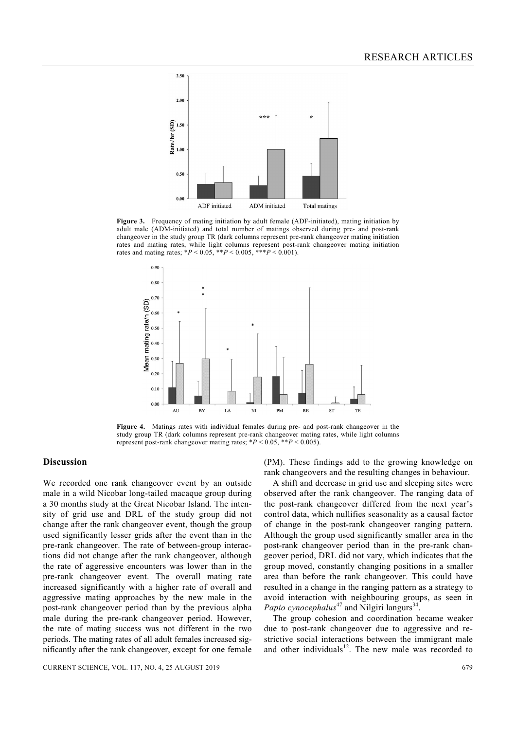**Figure 3.** Frequency of mating initiation by adult female (ADF-initiated), mating initiation by adult male (ADM-initiated) and total number of matings observed during pre- and post-rank changeover in the study group TR (dark columns represent pre-rank changeover mating initiation rates and mating rates, while light columns represent post-rank changeover mating initiation rates and mating rates; $*P < 0.05$, $**P < 0.005$, $***P < 0.001$).

**Figure 4.** Matings rates with individual females during pre- and post-rank changeover in the study group TR (dark columns represent pre-rank changeover mating rates, while light columns represent post-rank changeover mating rates; $*P < 0.05$, $**P < 0.005$).

## Discussion

We recorded one rank changeover event by an outside male in a wild Nicobar long-tailed macaque group during a 30 months study at the Great Nicobar Island. The intensity of grid use and DRL of the study group did not change after the rank changeover event, though the group used significantly lesser grids after the event than in the pre-rank changeover. The rate of between-group interactions did not change after the rank changeover, although the rate of aggressive encounters was lower than in the pre-rank changeover event. The overall mating rate increased significantly with a higher rate of overall and aggressive mating approaches by the new male in the post-rank changeover period than by the previous alpha male during the pre-rank changeover period. However, the rate of mating success was not different in the two periods. The mating rates of all adult females increased significantly after the rank changeover, except for one female (PM). These findings add to the growing knowledge on rank changeovers and the resulting changes in behaviour.

A shift and decrease in grid use and sleeping sites were observed after the rank changeover. The ranging data of the post-rank changeover differed from the next year's control data, which nullifies seasonality as a causal factor of change in the post-rank changeover ranging pattern. Although the group used significantly smaller area in the post-rank changeover period than in the pre-rank changeover period, DRL did not vary, which indicates that the group moved, constantly changing positions in a smaller area than before the rank changeover. This could have resulted in a change in the ranging pattern as a strategy to avoid interaction with neighbouring groups, as seen in *Papio cynocephalus*[47] and Nilgiri langurs[34].

The group cohesion and coordination became weaker due to post-rank changeover due to aggressive and restrictive social interactions between the immigrant male and other individuals[12]. The new male was recorded to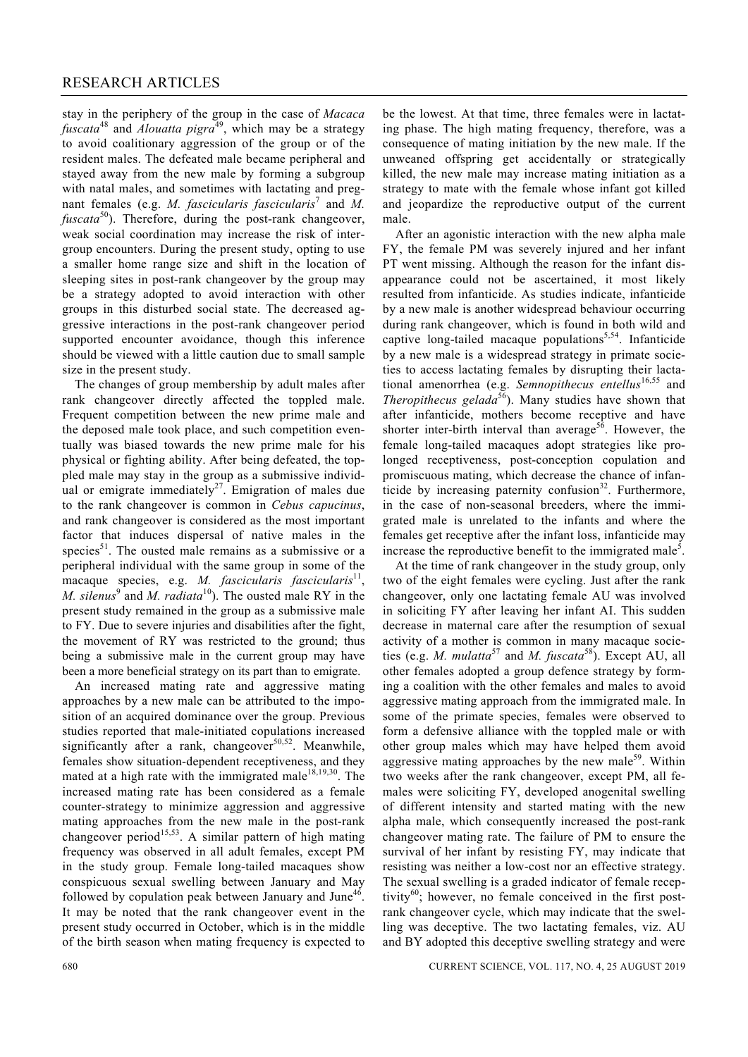stay in the periphery of the group in the case of *Macaca fuscata*[48] and *Alouatta pigra*[49], which may be a strategy to avoid coalitionary aggression of the group or of the resident males. The defeated male became peripheral and stayed away from the new male by forming a subgroup with natal males, and sometimes with lactating and pregnant females (e.g. *M. fascicularis fascicularis*[7] and *M. fuscata*[50]). Therefore, during the post-rank changeover, weak social coordination may increase the risk of intergroup encounters. During the present study, opting to use a smaller home range size and shift in the location of sleeping sites in post-rank changeover by the group may be a strategy adopted to avoid interaction with other groups in this disturbed social state. The decreased aggressive interactions in the post-rank changeover period supported encounter avoidance, though this inference should be viewed with a little caution due to small sample size in the present study.

The changes of group membership by adult males after rank changeover directly affected the toppled male. Frequent competition between the new prime male and the deposed male took place, and such competition eventually was biased towards the new prime male for his physical or fighting ability. After being defeated, the toppled male may stay in the group as a submissive individual or emigrate immediately[27]. Emigration of males due to the rank changeover is common in *Cebus capucinus*, and rank changeover is considered as the most important factor that induces dispersal of native males in the species[51]. The ousted male remains as a submissive or a peripheral individual with the same group in some of the macaque species, e.g. *M. fascicularis fascicularis*[11], *M. silenus*[9] and *M. radiata*[10]). The ousted male RY in the present study remained in the group as a submissive male to FY. Due to severe injuries and disabilities after the fight, the movement of RY was restricted to the ground; thus being a submissive male in the current group may have been a more beneficial strategy on its part than to emigrate.

An increased mating rate and aggressive mating approaches by a new male can be attributed to the imposition of an acquired dominance over the group. Previous studies reported that male-initiated copulations increased significantly after a rank, changeover[50,52]. Meanwhile, females show situation-dependent receptiveness, and they mated at a high rate with the immigrated male[18,19,30]. The increased mating rate has been considered as a female counter-strategy to minimize aggression and aggressive mating approaches from the new male in the post-rank changeover period[15,53]. A similar pattern of high mating frequency was observed in all adult females, except PM in the study group. Female long-tailed macaques show conspicuous sexual swelling between January and May followed by copulation peak between January and June[46]. It may be noted that the rank changeover event in the present study occurred in October, which is in the middle of the birth season when mating frequency is expected to be the lowest. At that time, three females were in lactating phase. The high mating frequency, therefore, was a consequence of mating initiation by the new male. If the unweaned offspring get accidentally or strategically killed, the new male may increase mating initiation as a strategy to mate with the female whose infant got killed and jeopardize the reproductive output of the current male.

After an agonistic interaction with the new alpha male FY, the female PM was severely injured and her infant PT went missing. Although the reason for the infant disappearance could not be ascertained, it most likely resulted from infanticide. As studies indicate, infanticide by a new male is another widespread behaviour occurring during rank changeover, which is found in both wild and captive long-tailed macaque populations[5,54]. Infanticide by a new male is a widespread strategy in primate societies to access lactating females by disrupting their lactational amenorrhea (e.g. *Semnopithecus entellus*[16,55] and *Theropithecus gelada*[56]). Many studies have shown that after infanticide, mothers become receptive and have shorter inter-birth interval than average[56]. However, the female long-tailed macaques adopt strategies like prolonged receptiveness, post-conception copulation and promiscuous mating, which decrease the chance of infanticide by increasing paternity confusion[32]. Furthermore, in the case of non-seasonal breeders, where the immigrated male is unrelated to the infants and where the females get receptive after the infant loss, infanticide may increase the reproductive benefit to the immigrated male[5].

At the time of rank changeover in the study group, only two of the eight females were cycling. Just after the rank changeover, only one lactating female AU was involved in soliciting FY after leaving her infant AI. This sudden decrease in maternal care after the resumption of sexual activity of a mother is common in many macaque societies (e.g. *M. mulatta*[57] and *M. fuscata*[58]). Except AU, all other females adopted a group defence strategy by forming a coalition with the other females and males to avoid aggressive mating approach from the immigrated male. In some of the primate species, females were observed to form a defensive alliance with the toppled male or with other group males which may have helped them avoid aggressive mating approaches by the new male[59]. Within two weeks after the rank changeover, except PM, all females were soliciting FY, developed anogenital swelling of different intensity and started mating with the new alpha male, which consequently increased the post-rank changeover mating rate. The failure of PM to ensure the survival of her infant by resisting FY, may indicate that resisting was neither a low-cost nor an effective strategy. The sexual swelling is a graded indicator of female receptivity[60]; however, no female conceived in the first post-rank changeover cycle, which may indicate that the swelling was deceptive. The two lactating females, viz. AU and BY adopted this deceptive swelling strategy and were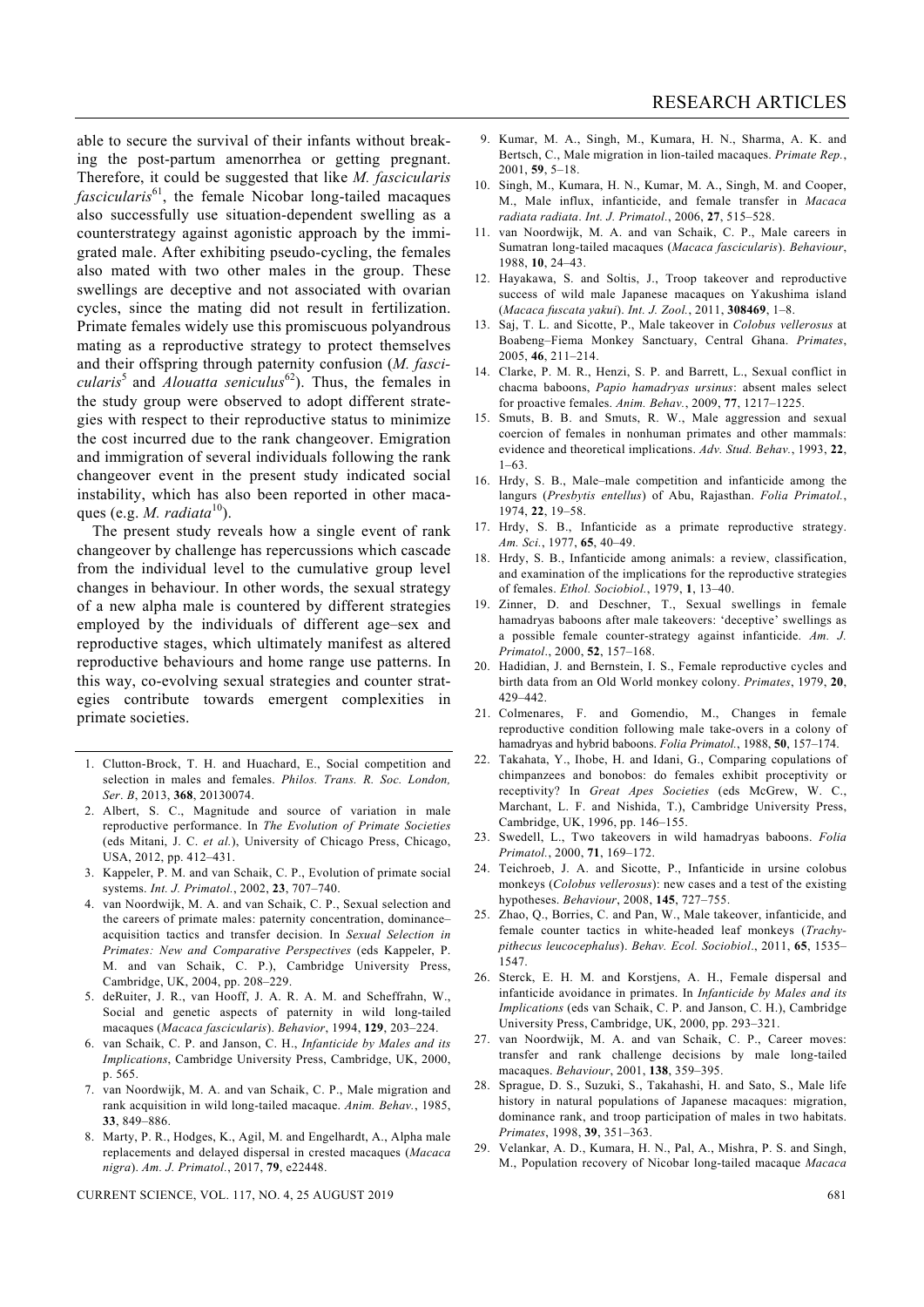able to secure the survival of their infants without breaking the post-partum amenorrhea or getting pregnant. Therefore, it could be suggested that like *M. fascicularis fascicularis*[61], the female Nicobar long-tailed macaques also successfully use situation-dependent swelling as a counterstrategy against agonistic approach by the immigrated male. After exhibiting pseudo-cycling, the females also mated with two other males in the group. These swellings are deceptive and not associated with ovarian cycles, since the mating did not result in fertilization. Primate females widely use this promiscuous polyandrous mating as a reproductive strategy to protect themselves and their offspring through paternity confusion (*M. fascicularis*[5] and *Alouatta seniculus*[62]). Thus, the females in the study group were observed to adopt different strategies with respect to their reproductive status to minimize the cost incurred due to the rank changeover. Emigration and immigration of several individuals following the rank changeover event in the present study indicated social instability, which has also been reported in other macaques (e.g. *M. radiata*[10]).

The present study reveals how a single event of rank changeover by challenge has repercussions which cascade from the individual level to the cumulative group level changes in behaviour. In other words, the sexual strategy of a new alpha male is countered by different strategies employed by the individuals of different age–sex and reproductive stages, which ultimately manifest as altered reproductive behaviours and home range use patterns. In this way, co-evolving sexual strategies and counter strategies contribute towards emergent complexities in primate societies.

1. Clutton-Brock, T. H. and Huachard, E., Social competition and selection in males and females. *Philos. Trans. R. Soc. London, Ser. B*, 2013, **368**, 20130074.
2. Albert, S. C., Magnitude and source of variation in male reproductive performance. In *The Evolution of Primate Societies* (eds Mitani, J. C. *et al.*), University of Chicago Press, Chicago, USA, 2012, pp. 412–431.
3. Kappeler, P. M. and van Schaik, C. P., Evolution of primate social systems. *Int. J. Primatol.*, 2002, **23**, 707–740.
4. van Noordwijk, M. A. and van Schaik, C. P., Sexual selection and the careers of primate males: paternity concentration, dominance–acquisition tactics and transfer decision. In *Sexual Selection in Primates: New and Comparative Perspectives* (eds Kappeler, P. M. and van Schaik, C. P.), Cambridge University Press, Cambridge, UK, 2004, pp. 208–229.
5. deRuiter, J. R., van Hooff, J. A. R. A. M. and Scheffrahn, W., Social and genetic aspects of paternity in wild long-tailed macaques (*Macaca fascicularis*). *Behavior*, 1994, **129**, 203–224.
6. van Schaik, C. P. and Janson, C. H., *Infanticide by Males and its Implications*, Cambridge University Press, Cambridge, UK, 2000, p. 565.
7. van Noordwijk, M. A. and van Schaik, C. P., Male migration and rank acquisition in wild long-tailed macaque. *Anim. Behav.*, 1985, **33**, 849–886.
8. Marty, P. R., Hodges, K., Agil, M. and Engelhardt, A., Alpha male replacements and delayed dispersal in crested macaques (*Macaca nigra*). *Am. J. Primatol.*, 2017, **79**, e22448.
9. Kumar, M. A., Singh, M., Kumara, H. N., Sharma, A. K. and Bertsch, C., Male migration in lion-tailed macaques. *Primate Rep.*, 2001, **59**, 5–18.
10. Singh, M., Kumara, H. N., Kumar, M. A., Singh, M. and Cooper, M., Male influx, infanticide, and female transfer in *Macaca radiata radiata*. *Int. J. Primatol.*, 2006, **27**, 515–528.
11. van Noordwijk, M. A. and van Schaik, C. P., Male careers in Sumatran long-tailed macaques (*Macaca fascicularis*). *Behaviour*, 1988, **10**, 24–43.
12. Hayakawa, S. and Soltis, J., Troop takeover and reproductive success of wild male Japanese macaques on Yakushima island (*Macaca fuscata yakui*). *Int. J. Zool.*, 2011, **308469**, 1–8.
13. Saj, T. L. and Sicotte, P., Male takeover in *Colobus vellerosus* at Boabeng–Fiema Monkey Sanctuary, Central Ghana. *Primates*, 2005, **46**, 211–214.
14. Clarke, P. M. R., Henzi, S. P. and Barrett, L., Sexual conflict in chacma baboons, *Papio hamadryas ursinus*: absent males select for proactive females. *Anim. Behav.*, 2009, **77**, 1217–1225.
15. Smuts, B. B. and Smuts, R. W., Male aggression and sexual coercion of females in nonhuman primates and other mammals: evidence and theoretical implications. *Adv. Stud. Behav.*, 1993, **22**, 1–63.
16. Hrdy, S. B., Male–male competition and infanticide among the langurs (*Presbytis entellus*) of Abu, Rajasthan. *Folia Primatol.*, 1974, **22**, 19–58.
17. Hrdy, S. B., Infanticide as a primate reproductive strategy. *Am. Sci.*, 1977, **65**, 40–49.
18. Hrdy, S. B., Infanticide among animals: a review, classification, and examination of the implications for the reproductive strategies of females. *Ethol. Sociobiol.*, 1979, **1**, 13–40.
19. Zinner, D. and Deschner, T., Sexual swellings in female hamadryas baboons after male takeovers: 'deceptive' swellings as a possible female counter-strategy against infanticide. *Am. J. Primatol.*, 2000, **52**, 157–168.
20. Hadidian, J. and Bernstein, I. S., Female reproductive cycles and birth data from an Old World monkey colony. *Primates*, 1979, **20**, 429–442.
21. Colmenares, F. and Gomendio, M., Changes in female reproductive condition following male take-overs in a colony of hamadryas and hybrid baboons. *Folia Primatol.*, 1988, **50**, 157–174.
22. Takahata, Y., Ihobe, H. and Idani, G., Comparing copulations of chimpanzees and bonobos: do females exhibit proceptivity or receptivity? In *Great Apes Societies* (eds McGrew, W. C., Marchant, L. F. and Nishida, T.), Cambridge University Press, Cambridge, UK, 1996, pp. 146–155.
23. Swedell, L., Two takeovers in wild hamadryas baboons. *Folia Primatol.*, 2000, **71**, 169–172.
24. Teichroeb, J. A. and Sicotte, P., Infanticide in ursine colobus monkeys (*Colobus vellerosus*): new cases and a test of the existing hypotheses. *Behaviour*, 2008, **145**, 727–755.
25. Zhao, Q., Borries, C. and Pan, W., Male takeover, infanticide, and female counter tactics in white-headed leaf monkeys (*Trachypithecus leucocephalus*). *Behav. Ecol. Sociobiol.*, 2011, **65**, 1535–1547.
26. Sterck, E. H. M. and Korstjens, A. H., Female dispersal and infanticide avoidance in primates. In *Infanticide by Males and its Implications* (eds van Schaik, C. P. and Janson, C. H.), Cambridge University Press, Cambridge, UK, 2000, pp. 293–321.
27. van Noordwijk, M. A. and van Schaik, C. P., Career moves: transfer and rank challenge decisions by male long-tailed macaques. *Behaviour*, 2001, **138**, 359–395.
28. Sprague, D. S., Suzuki, S., Takahashi, H. and Sato, S., Male life history in natural populations of Japanese macaques: migration, dominance rank, and troop participation of males in two habitats. *Primates*, 1998, **39**, 351–363.
29. Velankar, A. D., Kumara, H. N., Pal, A., Mishra, P. S. and Singh, M., Population recovery of Nicobar long-tailed macaque *Macaca*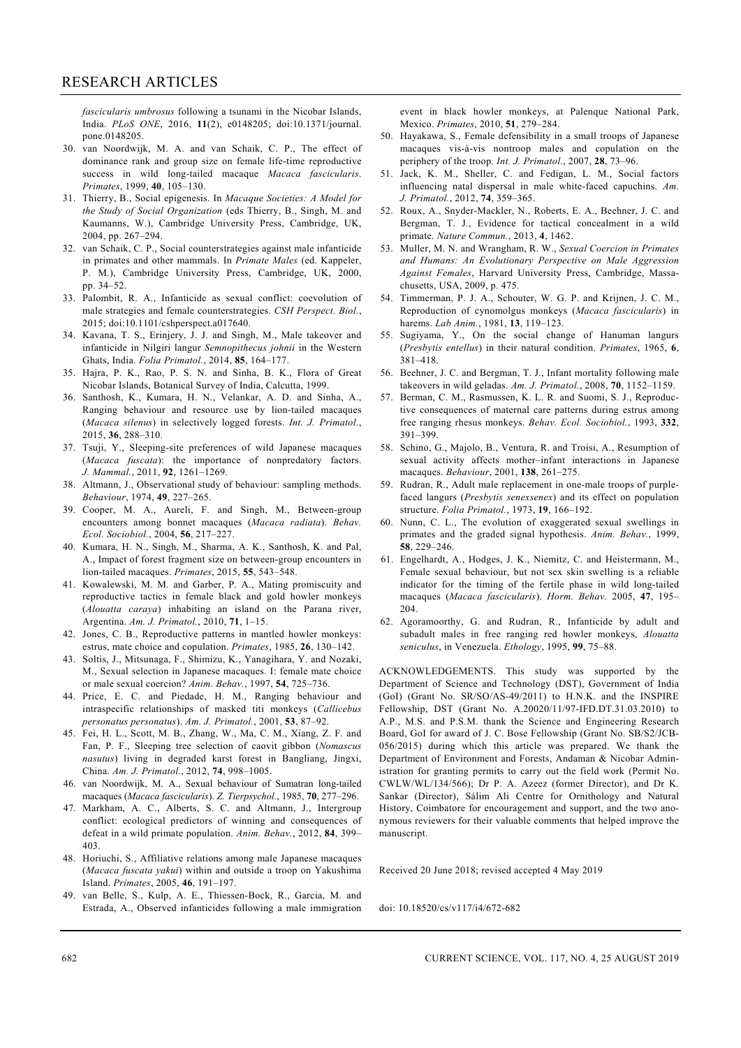*fascicularis umbrosus* following a tsunami in the Nicobar Islands, India. *PLoS ONE*, 2016, **11**(2), e0148205; doi:10.1371/journal.pone.0148205.

30. van Noordwijk, M. A. and van Schaik, C. P., The effect of dominance rank and group size on female life-time reproductive success in wild long-tailed macaque *Macaca fascicularis*. *Primates*, 1999, **40**, 105–130.
31. Thierry, B., Social epigenesis. In *Macaque Societies: A Model for the Study of Social Organization* (eds Thierry, B., Singh, M. and Kaumanns, W.), Cambridge University Press, Cambridge, UK, 2004, pp. 267–294.
32. van Schaik, C. P., Social counterstrategies against male infanticide in primates and other mammals. In *Primate Males* (ed. Kappeler, P. M.), Cambridge University Press, Cambridge, UK, 2000, pp. 34–52.
33. Palombit, R. A., Infanticide as sexual conflict: coevolution of male strategies and female counterstrategies. *CSH Perspect. Biol.*, 2015; doi:10.1101/cshperspect.a017640.
34. Kavana, T. S., Erinjery, J. J. and Singh, M., Male takeover and infanticide in Nilgiri langur *Semnopithecus johnii* in the Western Ghats, India. *Folia Primatol.*, 2014, **85**, 164–177.
35. Hajra, P. K., Rao, P. S. N. and Sinha, B. K., Flora of Great Nicobar Islands, Botanical Survey of India, Calcutta, 1999.
36. Santhosh, K., Kumara, H. N., Velankar, A. D. and Sinha, A., Ranging behaviour and resource use by lion-tailed macaques (*Macaca silenus*) in selectively logged forests. *Int. J. Primatol.*, 2015, **36**, 288–310.
37. Tsuji, Y., Sleeping-site preferences of wild Japanese macaques (*Macaca fuscata*): the importance of nonpredatory factors. *J. Mammal.*, 2011, **92**, 1261–1269.
38. Altmann, J., Observational study of behaviour: sampling methods. *Behaviour*, 1974, **49**, 227–265.
39. Cooper, M. A., Aureli, F. and Singh, M., Between-group encounters among bonnet macaques (*Macaca radiata*). *Behav. Ecol. Sociobiol.*, 2004, **56**, 217–227.
40. Kumara, H. N., Singh, M., Sharma, A. K., Santhosh, K. and Pal, A., Impact of forest fragment size on between-group encounters in lion-tailed macaques. *Primates*, 2015, **55**, 543–548.
41. Kowalewski, M. M. and Garber, P. A., Mating promiscuity and reproductive tactics in female black and gold howler monkeys (*Alouatta caraya*) inhabiting an island on the Parana river, Argentina. *Am. J. Primatol.*, 2010, **71**, 1–15.
42. Jones, C. B., Reproductive patterns in mantled howler monkeys: estrus, mate choice and copulation. *Primates*, 1985, **26**, 130–142.
43. Soltis, J., Mitsunaga, F., Shimizu, K., Yanagihara, Y. and Nozaki, M., Sexual selection in Japanese macaques. I: female mate choice or male sexual coercion? *Anim. Behav.*, 1997, **54**, 725–736.
44. Price, E. C. and Piedade, H. M., Ranging behaviour and intraspecific relationships of masked titi monkeys (*Callicebus personatus personatus*). *Am. J. Primatol.*, 2001, **53**, 87–92.
45. Fei, H. L., Scott, M. B., Zhang, W., Ma, C. M., Xiang, Z. F. and Fan, P. F., Sleeping tree selection of caovit gibbon (*Nomascus nasutus*) living in degraded karst forest in Bangliang, Jingxi, China. *Am. J. Primatol.*, 2012, **74**, 998–1005.
46. van Noordwijk, M. A., Sexual behaviour of Sumatran long-tailed macaques (*Macaca fascicularis*). *Z. Tierpsychol.*, 1985, **70**, 277–296.
47. Markham, A. C., Alberts, S. C. and Altmann, J., Intergroup conflict: ecological predictors of winning and consequences of defeat in a wild primate population. *Anim. Behav.*, 2012, **84**, 399–403.
48. Horiuchi, S., Affiliative relations among male Japanese macaques (*Macaca fuscata yakui*) within and outside a troop on Yakushima Island. *Primates*, 2005, **46**, 191–197.
49. van Belle, S., Kulp, A. E., Thiessen-Bock, R., Garcia, M. and Estrada, A., Observed infanticides following a male immigration event in black howler monkeys, at Palenque National Park, Mexico. *Primates*, 2010, **51**, 279–284.
50. Hayakawa, S., Female defensibility in a small troops of Japanese macaques vis-à-vis nontroop males and copulation on the periphery of the troop. *Int. J. Primatol.*, 2007, **28**, 73–96.
51. Jack, K. M., Sheller, C. and Fedigan, L. M., Social factors influencing natal dispersal in male white-faced capuchins. *Am. J. Primatol.*, 2012, **74**, 359–365.
52. Roux, A., Snyder-Mackler, N., Roberts, E. A., Beehner, J. C. and Bergman, T. J., Evidence for tactical concealment in a wild primate. *Nature Commun.*, 2013, **4**, 1462.
53. Muller, M. N. and Wrangham, R. W., *Sexual Coercion in Primates and Humans: An Evolutionary Perspective on Male Aggression Against Females*, Harvard University Press, Cambridge, Massachusetts, USA, 2009, p. 475.
54. Timmerman, P. J. A., Schouter, W. G. P. and Krijnen, J. C. M., Reproduction of cynomolgus monkeys (*Macaca fascicularis*) in harems. *Lab Anim.*, 1981, **13**, 119–123.
55. Sugiyama, Y., On the social change of Hanuman langurs (*Presbytis entellus*) in their natural condition. *Primates*, 1965, **6**, 381–418.
56. Beehner, J. C. and Bergman, T. J., Infant mortality following male takeovers in wild geladas. *Am. J. Primatol.*, 2008, **70**, 1152–1159.
57. Berman, C. M., Rasmussen, K. L. R. and Suomi, S. J., Reproductive consequences of maternal care patterns during estrus among free ranging rhesus monkeys. *Behav. Ecol. Sociobiol.*, 1993, **332**, 391–399.
58. Schino, G., Majolo, B., Ventura, R. and Troisi, A., Resumption of sexual activity affects mother–infant interactions in Japanese macaques. *Behaviour*, 2001, **138**, 261–275.
59. Rudran, R., Adult male replacement in one-male troops of purple-faced langurs (*Presbytis senexsenex*) and its effect on population structure. *Folia Primatol.*, 1973, **19**, 166–192.
60. Nunn, C. L., The evolution of exaggerated sexual swellings in primates and the graded signal hypothesis. *Anim. Behav.*, 1999, **58**, 229–246.
61. Engelhardt, A., Hodges, J. K., Niemitz, C. and Heistermann, M., Female sexual behaviour, but not sex skin swelling is a reliable indicator for the timing of the fertile phase in wild long-tailed macaques (*Macaca fascicularis*). *Horm. Behav.* 2005, **47**, 195–204.
62. Agoramoorthy, G. and Rudran, R., Infanticide by adult and subadult males in free ranging red howler monkeys, *Alouatta seniculus*, in Venezuela. *Ethology*, 1995, **99**, 75–88.

ACKNOWLEDGEMENTS. This study was supported by the Department of Science and Technology (DST), Government of India (GoI) (Grant No. SR/SO/AS-49/2011) to H.N.K. and the INSPIRE Fellowship, DST (Grant No. A.20020/11/97-IFD.DT.31.03.2010) to A.P., M.S. and P.S.M. thank the Science and Engineering Research Board, GoI for award of J. C. Bose Fellowship (Grant No. SB/S2/JCB-056/2015) during which this article was prepared. We thank the Department of Environment and Forests, Andaman & Nicobar Administration for granting permits to carry out the field work (Permit No. CWLW/WL/134/566); Dr P. A. Azeez (former Director), and Dr K. Sankar (Director), Sálim Ali Centre for Ornithology and Natural History, Coimbatore for encouragement and support, and the two anonymous reviewers for their valuable comments that helped improve the manuscript.

Received 20 June 2018; revised accepted 4 May 2019

doi: 10.18520/cs/v117/i4/672-682